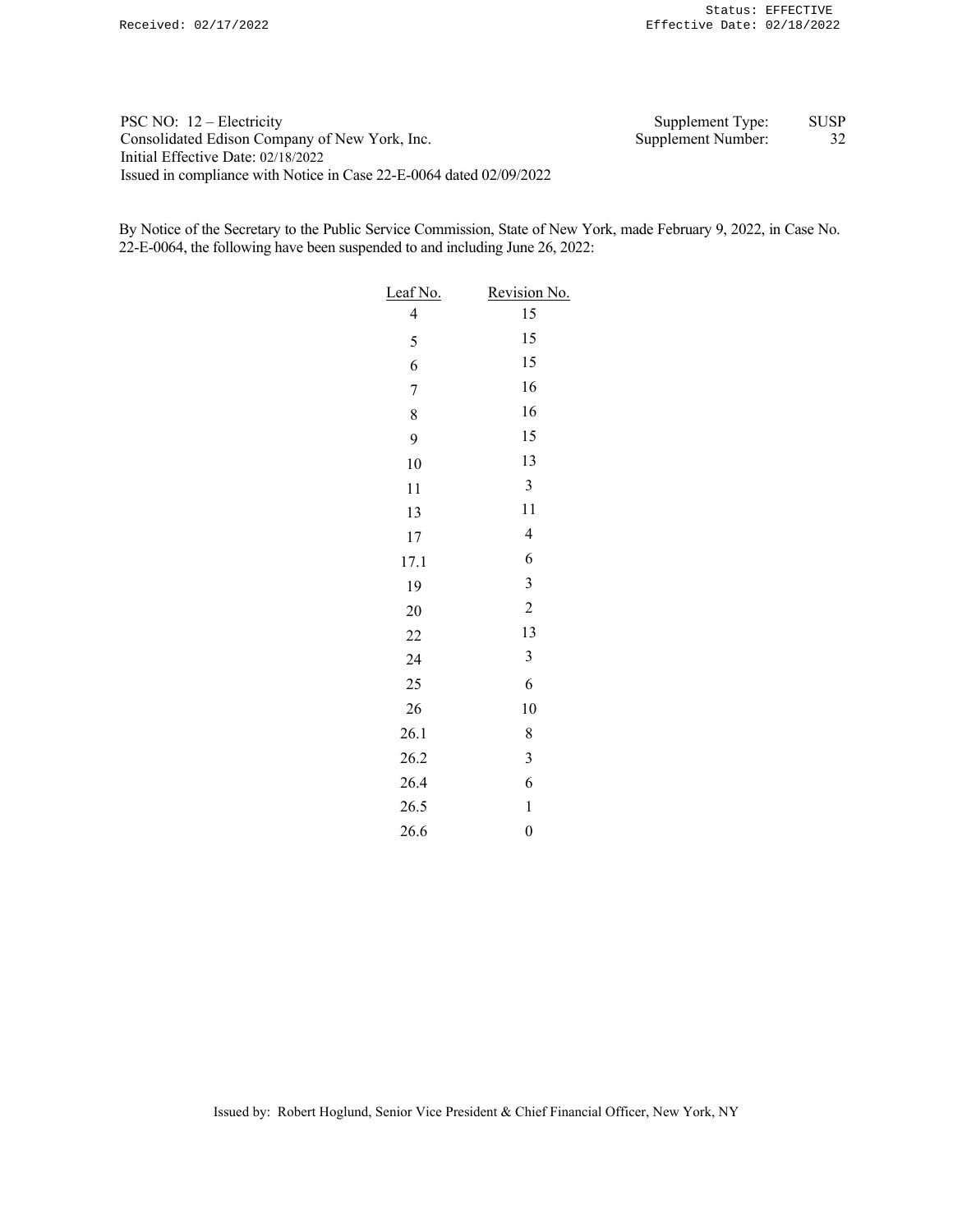PSC NO: 12 – Electricity
Consolidated Edison Company of New York, Inc.
Initial Effective Date: 02/18/2022
Issued in compliance with Notice in Case 22-E-0064 dated 02/09/2022

Supplement Type: SUSP
Supplement Number: 32

By Notice of the Secretary to the Public Service Commission, State of New York, made February 9, 2022, in Case No. 22-E-0064, the following have been suspended to and including June 26, 2022:

| Leaf No. | Revision No. |
|---|---|
| 4 | 15 |
| 5 | 15 |
| 6 | 15 |
| 7 | 16 |
| 8 | 16 |
| 9 | 15 |
| 10 | 13 |
| 11 | 3 |
| 13 | 11 |
| 17 | 4 |
| 17.1 | 6 |
| 19 | 3 |
| 20 | 2 |
| 22 | 13 |
| 24 | 3 |
| 25 | 6 |
| 26 | 10 |
| 26.1 | 8 |
| 26.2 | 3 |
| 26.4 | 6 |
| 26.5 | 1 |
| 26.6 | 0 |

Issued by: Robert Hoglund, Senior Vice President & Chief Financial Officer, New York, NY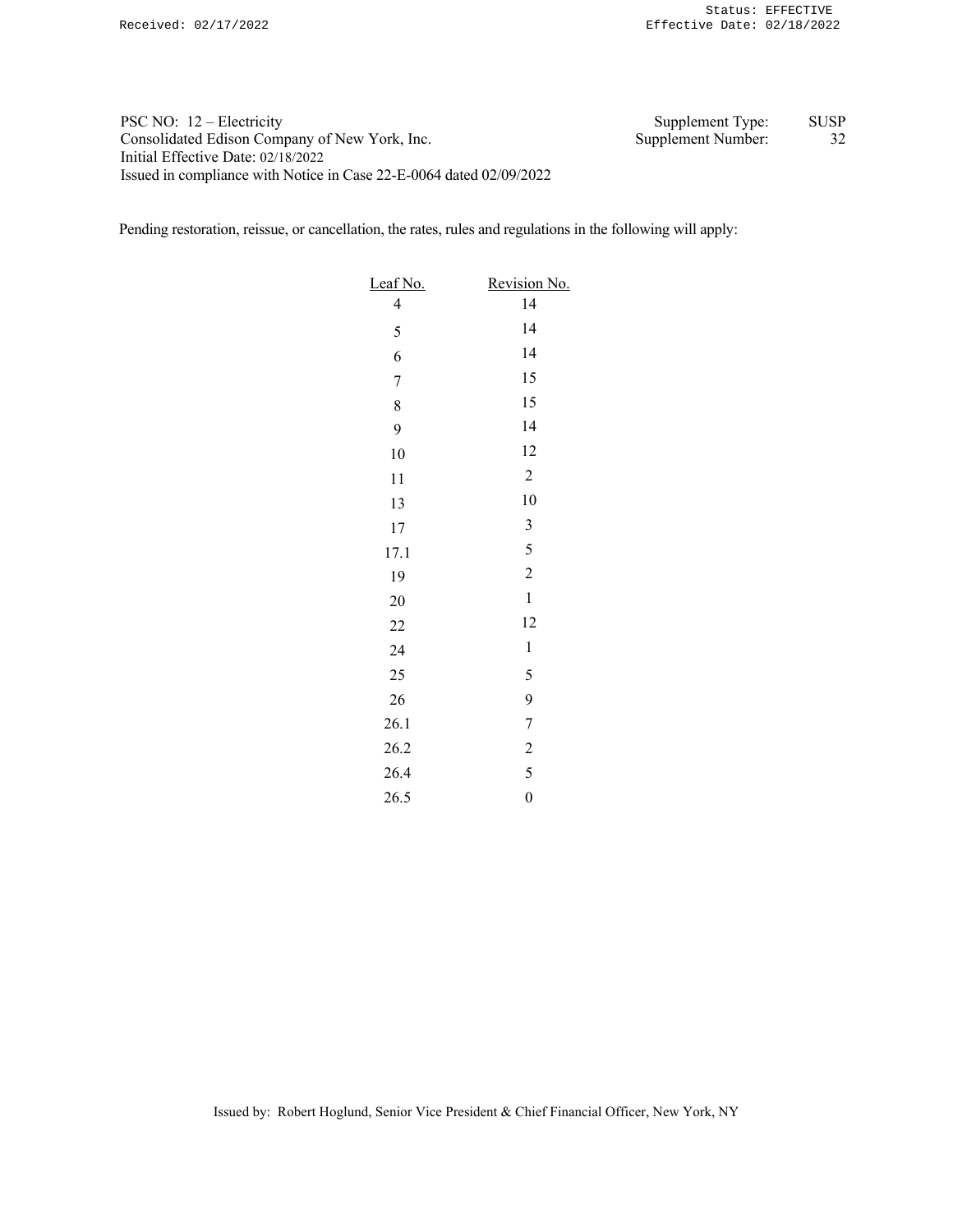Received: 02/17/2022

Status: EFFECTIVE
Effective Date: 02/18/2022

PSC NO: 12 – Electricity
Consolidated Edison Company of New York, Inc.
Initial Effective Date: 02/18/2022
Issued in compliance with Notice in Case 22-E-0064 dated 02/09/2022

Supplement Type: SUSP
Supplement Number: 32

Pending restoration, reissue, or cancellation, the rates, rules and regulations in the following will apply:

| Leaf No. | Revision No. |
|---|---|
| 4 | 14 |
| 5 | 14 |
| 6 | 14 |
| 7 | 15 |
| 8 | 15 |
| 9 | 14 |
| 10 | 12 |
| 11 | 2 |
| 13 | 10 |
| 17 | 3 |
| 17.1 | 5 |
| 19 | 2 |
| 20 | 1 |
| 22 | 12 |
| 24 | 1 |
| 25 | 5 |
| 26 | 9 |
| 26.1 | 7 |
| 26.2 | 2 |
| 26.4 | 5 |
| 26.5 | 0 |

Issued by: Robert Hoglund, Senior Vice President & Chief Financial Officer, New York, NY